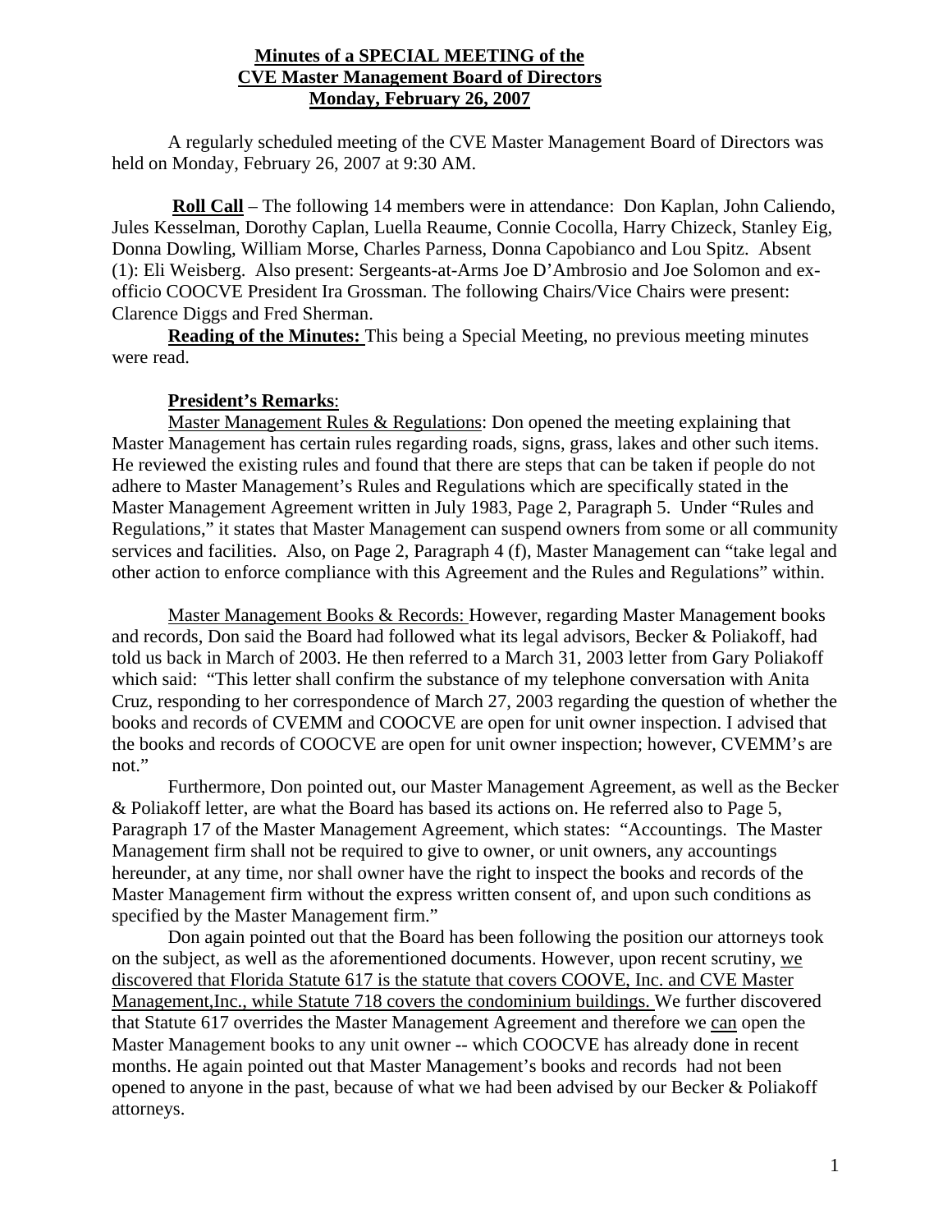**Minutes of a SPECIAL MEETING of the**
**CVE Master Management Board of Directors**
**Monday, February 26, 2007**

A regularly scheduled meeting of the CVE Master Management Board of Directors was held on Monday, February 26, 2007 at 9:30 AM.

**Roll Call** – The following 14 members were in attendance: Don Kaplan, John Caliendo, Jules Kesselman, Dorothy Caplan, Luella Reaume, Connie Cocolla, Harry Chizeck, Stanley Eig, Donna Dowling, William Morse, Charles Parness, Donna Capobianco and Lou Spitz. Absent (1): Eli Weisberg. Also present: Sergeants-at-Arms Joe D'Ambrosio and Joe Solomon and ex-officio COOCVE President Ira Grossman. The following Chairs/Vice Chairs were present: Clarence Diggs and Fred Sherman.

**Reading of the Minutes:** This being a Special Meeting, no previous meeting minutes were read.

**President's Remarks**:

Master Management Rules & Regulations: Don opened the meeting explaining that Master Management has certain rules regarding roads, signs, grass, lakes and other such items. He reviewed the existing rules and found that there are steps that can be taken if people do not adhere to Master Management's Rules and Regulations which are specifically stated in the Master Management Agreement written in July 1983, Page 2, Paragraph 5. Under "Rules and Regulations," it states that Master Management can suspend owners from some or all community services and facilities. Also, on Page 2, Paragraph 4 (f), Master Management can "take legal and other action to enforce compliance with this Agreement and the Rules and Regulations" within.

Master Management Books & Records: However, regarding Master Management books and records, Don said the Board had followed what its legal advisors, Becker & Poliakoff, had told us back in March of 2003. He then referred to a March 31, 2003 letter from Gary Poliakoff which said: "This letter shall confirm the substance of my telephone conversation with Anita Cruz, responding to her correspondence of March 27, 2003 regarding the question of whether the books and records of CVEMM and COOCVE are open for unit owner inspection. I advised that the books and records of COOCVE are open for unit owner inspection; however, CVEMM's are not."

Furthermore, Don pointed out, our Master Management Agreement, as well as the Becker & Poliakoff letter, are what the Board has based its actions on. He referred also to Page 5, Paragraph 17 of the Master Management Agreement, which states: "Accountings. The Master Management firm shall not be required to give to owner, or unit owners, any accountings hereunder, at any time, nor shall owner have the right to inspect the books and records of the Master Management firm without the express written consent of, and upon such conditions as specified by the Master Management firm."

Don again pointed out that the Board has been following the position our attorneys took on the subject, as well as the aforementioned documents. However, upon recent scrutiny, we discovered that Florida Statute 617 is the statute that covers COOVE, Inc. and CVE Master Management,Inc., while Statute 718 covers the condominium buildings. We further discovered that Statute 617 overrides the Master Management Agreement and therefore we can open the Master Management books to any unit owner -- which COOCVE has already done in recent months. He again pointed out that Master Management's books and records had not been opened to anyone in the past, because of what we had been advised by our Becker & Poliakoff attorneys.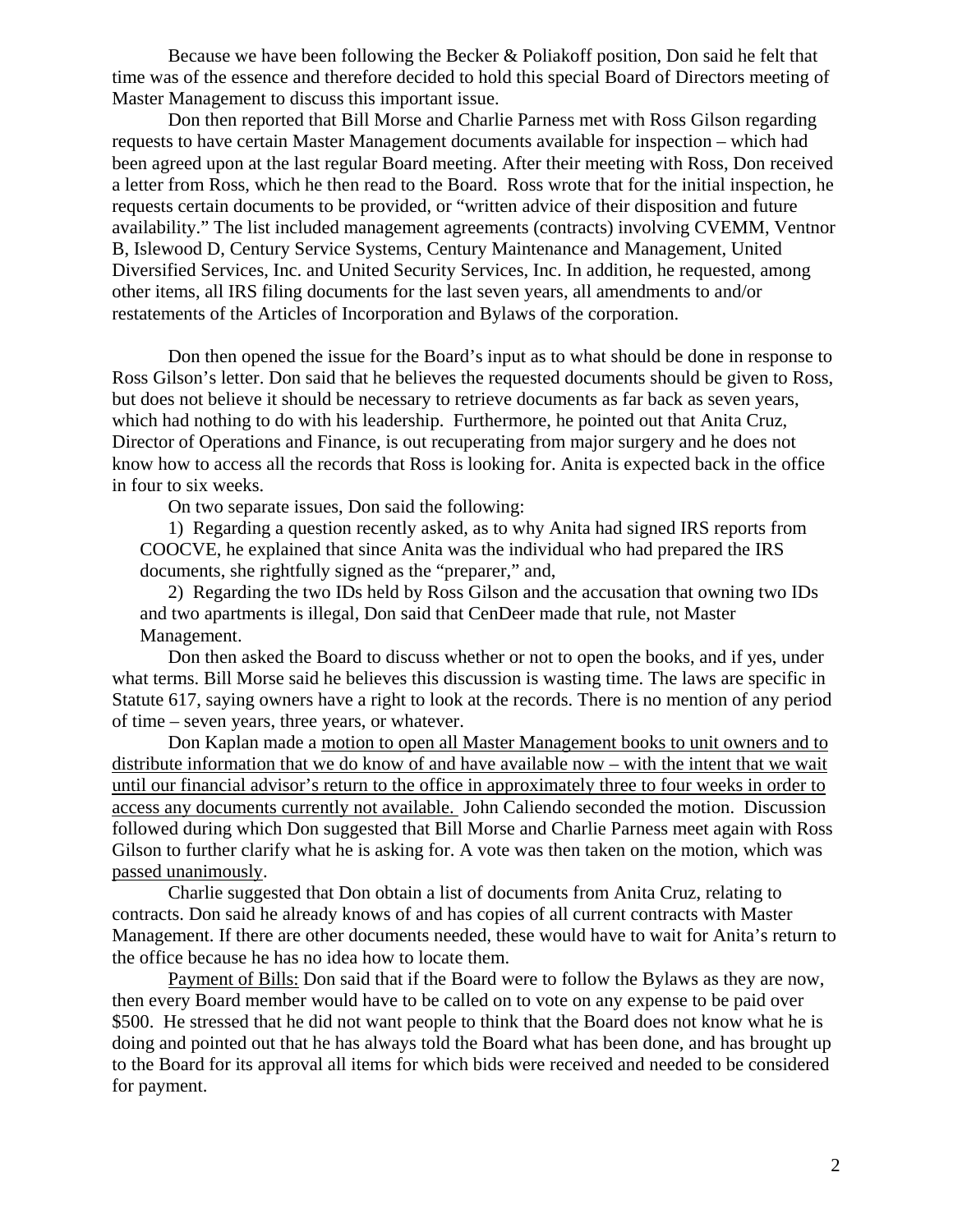Because we have been following the Becker & Poliakoff position, Don said he felt that time was of the essence and therefore decided to hold this special Board of Directors meeting of Master Management to discuss this important issue.

Don then reported that Bill Morse and Charlie Parness met with Ross Gilson regarding requests to have certain Master Management documents available for inspection – which had been agreed upon at the last regular Board meeting. After their meeting with Ross, Don received a letter from Ross, which he then read to the Board. Ross wrote that for the initial inspection, he requests certain documents to be provided, or "written advice of their disposition and future availability." The list included management agreements (contracts) involving CVEMM, Ventnor B, Islewood D, Century Service Systems, Century Maintenance and Management, United Diversified Services, Inc. and United Security Services, Inc. In addition, he requested, among other items, all IRS filing documents for the last seven years, all amendments to and/or restatements of the Articles of Incorporation and Bylaws of the corporation.

Don then opened the issue for the Board's input as to what should be done in response to Ross Gilson's letter. Don said that he believes the requested documents should be given to Ross, but does not believe it should be necessary to retrieve documents as far back as seven years, which had nothing to do with his leadership. Furthermore, he pointed out that Anita Cruz, Director of Operations and Finance, is out recuperating from major surgery and he does not know how to access all the records that Ross is looking for. Anita is expected back in the office in four to six weeks.

On two separate issues, Don said the following:

1) Regarding a question recently asked, as to why Anita had signed IRS reports from COOCVE, he explained that since Anita was the individual who had prepared the IRS documents, she rightfully signed as the "preparer," and,

2) Regarding the two IDs held by Ross Gilson and the accusation that owning two IDs and two apartments is illegal, Don said that CenDeer made that rule, not Master Management.

Don then asked the Board to discuss whether or not to open the books, and if yes, under what terms. Bill Morse said he believes this discussion is wasting time. The laws are specific in Statute 617, saying owners have a right to look at the records. There is no mention of any period of time – seven years, three years, or whatever.

Don Kaplan made a <u>motion to open all Master Management books to unit owners and to distribute information that we do know of and have available now – with the intent that we wait until our financial advisor's return to the office in approximately three to four weeks in order to access any documents currently not available.</u> John Caliendo seconded the motion. Discussion followed during which Don suggested that Bill Morse and Charlie Parness meet again with Ross Gilson to further clarify what he is asking for. A vote was then taken on the motion, which was <u>passed unanimously</u>.

Charlie suggested that Don obtain a list of documents from Anita Cruz, relating to contracts. Don said he already knows of and has copies of all current contracts with Master Management. If there are other documents needed, these would have to wait for Anita's return to the office because he has no idea how to locate them.

<u>Payment of Bills:</u> Don said that if the Board were to follow the Bylaws as they are now, then every Board member would have to be called on to vote on any expense to be paid over $500. He stressed that he did not want people to think that the Board does not know what he is doing and pointed out that he has always told the Board what has been done, and has brought up to the Board for its approval all items for which bids were received and needed to be considered for payment.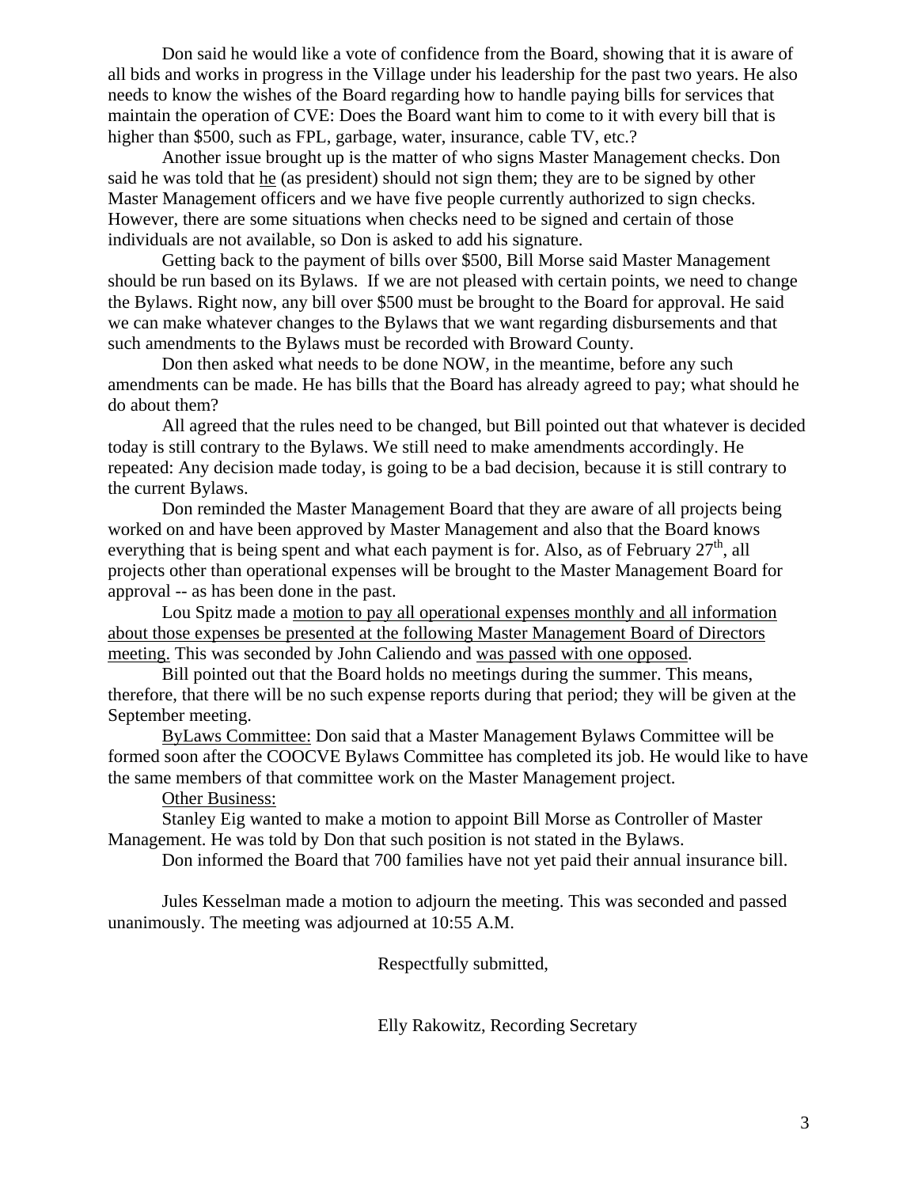Don said he would like a vote of confidence from the Board, showing that it is aware of all bids and works in progress in the Village under his leadership for the past two years. He also needs to know the wishes of the Board regarding how to handle paying bills for services that maintain the operation of CVE: Does the Board want him to come to it with every bill that is higher than $500, such as FPL, garbage, water, insurance, cable TV, etc.?

Another issue brought up is the matter of who signs Master Management checks. Don said he was told that <u>he</u> (as president) should not sign them; they are to be signed by other Master Management officers and we have five people currently authorized to sign checks. However, there are some situations when checks need to be signed and certain of those individuals are not available, so Don is asked to add his signature.

Getting back to the payment of bills over $500, Bill Morse said Master Management should be run based on its Bylaws. If we are not pleased with certain points, we need to change the Bylaws. Right now, any bill over $500 must be brought to the Board for approval. He said we can make whatever changes to the Bylaws that we want regarding disbursements and that such amendments to the Bylaws must be recorded with Broward County.

Don then asked what needs to be done NOW, in the meantime, before any such amendments can be made. He has bills that the Board has already agreed to pay; what should he do about them?

All agreed that the rules need to be changed, but Bill pointed out that whatever is decided today is still contrary to the Bylaws. We still need to make amendments accordingly. He repeated: Any decision made today, is going to be a bad decision, because it is still contrary to the current Bylaws.

Don reminded the Master Management Board that they are aware of all projects being worked on and have been approved by Master Management and also that the Board knows everything that is being spent and what each payment is for. Also, as of February 27th, all projects other than operational expenses will be brought to the Master Management Board for approval -- as has been done in the past.

Lou Spitz made a <u>motion to pay all operational expenses monthly and all information about those expenses be presented at the following Master Management Board of Directors meeting.</u> This was seconded by John Caliendo and <u>was passed with one opposed</u>.

Bill pointed out that the Board holds no meetings during the summer. This means, therefore, that there will be no such expense reports during that period; they will be given at the September meeting.

<u>ByLaws Committee:</u> Don said that a Master Management Bylaws Committee will be formed soon after the COOCVE Bylaws Committee has completed its job. He would like to have the same members of that committee work on the Master Management project.

<u>Other Business:</u>

Stanley Eig wanted to make a motion to appoint Bill Morse as Controller of Master Management. He was told by Don that such position is not stated in the Bylaws.

Don informed the Board that 700 families have not yet paid their annual insurance bill.

Jules Kesselman made a motion to adjourn the meeting. This was seconded and passed unanimously. The meeting was adjourned at 10:55 A.M.

Respectfully submitted,

Elly Rakowitz, Recording Secretary